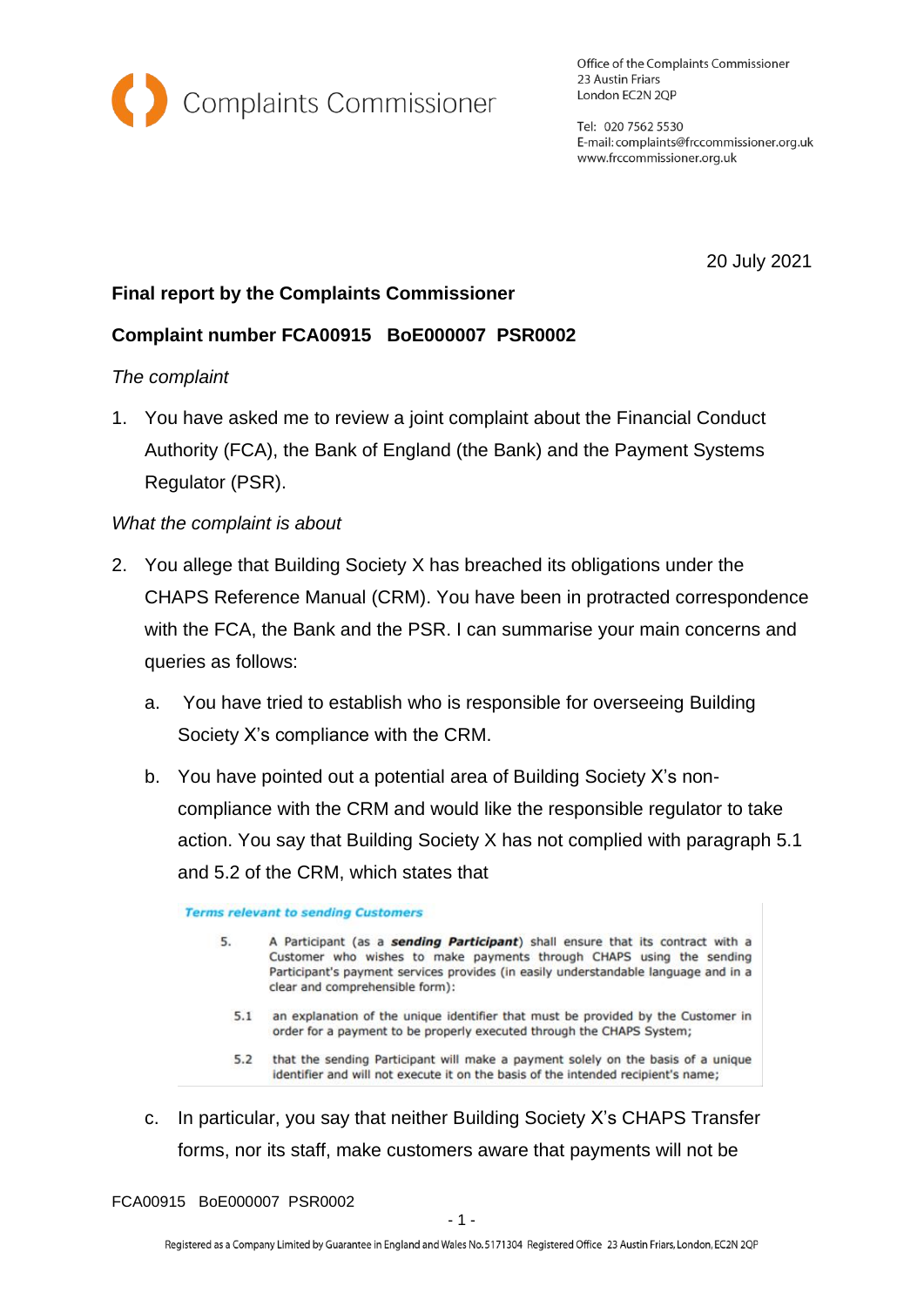Complaints Commissioner

Office of the Complaints Commissioner
23 Austin Friars
London EC2N 2QP

Tel: 020 7562 5530
E-mail: complaints@frccommissioner.org.uk
www.frccommissioner.org.uk

20 July 2021

**Final report by the Complaints Commissioner**

**Complaint number FCA00915 BoE000007 PSR0002**

*The complaint*

1. You have asked me to review a joint complaint about the Financial Conduct Authority (FCA), the Bank of England (the Bank) and the Payment Systems Regulator (PSR).

*What the complaint is about*

2. You allege that Building Society X has breached its obligations under the CHAPS Reference Manual (CRM). You have been in protracted correspondence with the FCA, the Bank and the PSR. I can summarise your main concerns and queries as follows:

   a. You have tried to establish who is responsible for overseeing Building Society X's compliance with the CRM.

   b. You have pointed out a potential area of Building Society X's non-compliance with the CRM and would like the responsible regulator to take action. You say that Building Society X has not complied with paragraph 5.1 and 5.2 of the CRM, which states that

      ***Terms relevant to sending Customers***

      5. A Participant (as a ***sending Participant***) shall ensure that its contract with a Customer who wishes to make payments through CHAPS using the sending Participant's payment services provides (in easily understandable language and in a clear and comprehensible form):

         5.1 an explanation of the unique identifier that must be provided by the Customer in order for a payment to be properly executed through the CHAPS System;

         5.2 that the sending Participant will make a payment solely on the basis of a unique identifier and will not execute it on the basis of the intended recipient's name;

   c. In particular, you say that neither Building Society X's CHAPS Transfer forms, nor its staff, make customers aware that payments will not be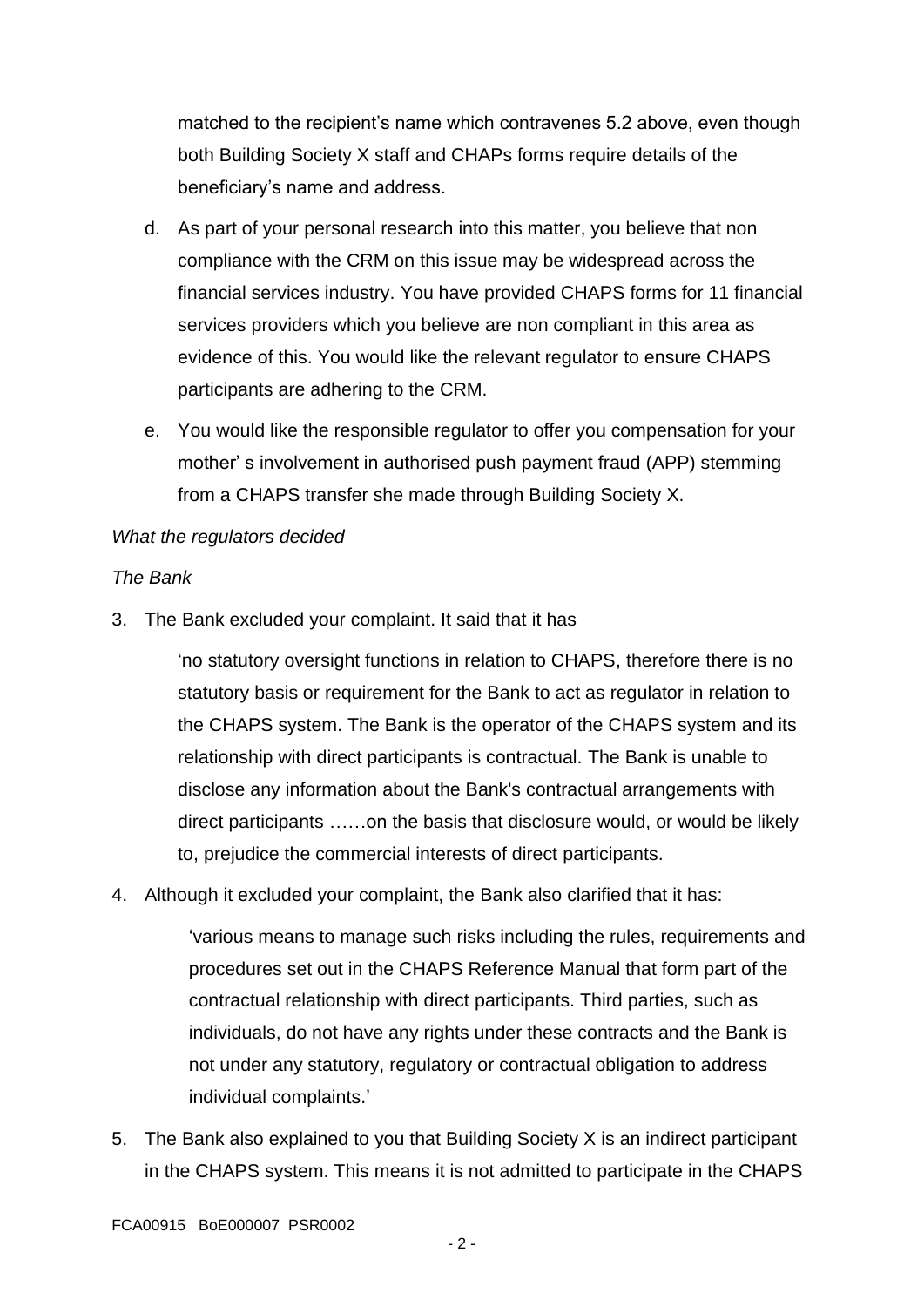matched to the recipient's name which contravenes 5.2 above, even though both Building Society X staff and CHAPs forms require details of the beneficiary's name and address.

d. As part of your personal research into this matter, you believe that non compliance with the CRM on this issue may be widespread across the financial services industry. You have provided CHAPS forms for 11 financial services providers which you believe are non compliant in this area as evidence of this. You would like the relevant regulator to ensure CHAPS participants are adhering to the CRM.

e. You would like the responsible regulator to offer you compensation for your mother' s involvement in authorised push payment fraud (APP) stemming from a CHAPS transfer she made through Building Society X.

*What the regulators decided*

*The Bank*

3. The Bank excluded your complaint. It said that it has

   'no statutory oversight functions in relation to CHAPS, therefore there is no statutory basis or requirement for the Bank to act as regulator in relation to the CHAPS system. The Bank is the operator of the CHAPS system and its relationship with direct participants is contractual. The Bank is unable to disclose any information about the Bank's contractual arrangements with direct participants ……on the basis that disclosure would, or would be likely to, prejudice the commercial interests of direct participants.

4. Although it excluded your complaint, the Bank also clarified that it has:

   'various means to manage such risks including the rules, requirements and procedures set out in the CHAPS Reference Manual that form part of the contractual relationship with direct participants. Third parties, such as individuals, do not have any rights under these contracts and the Bank is not under any statutory, regulatory or contractual obligation to address individual complaints.'

5. The Bank also explained to you that Building Society X is an indirect participant in the CHAPS system. This means it is not admitted to participate in the CHAPS

FCA00915 BoE000007 PSR0002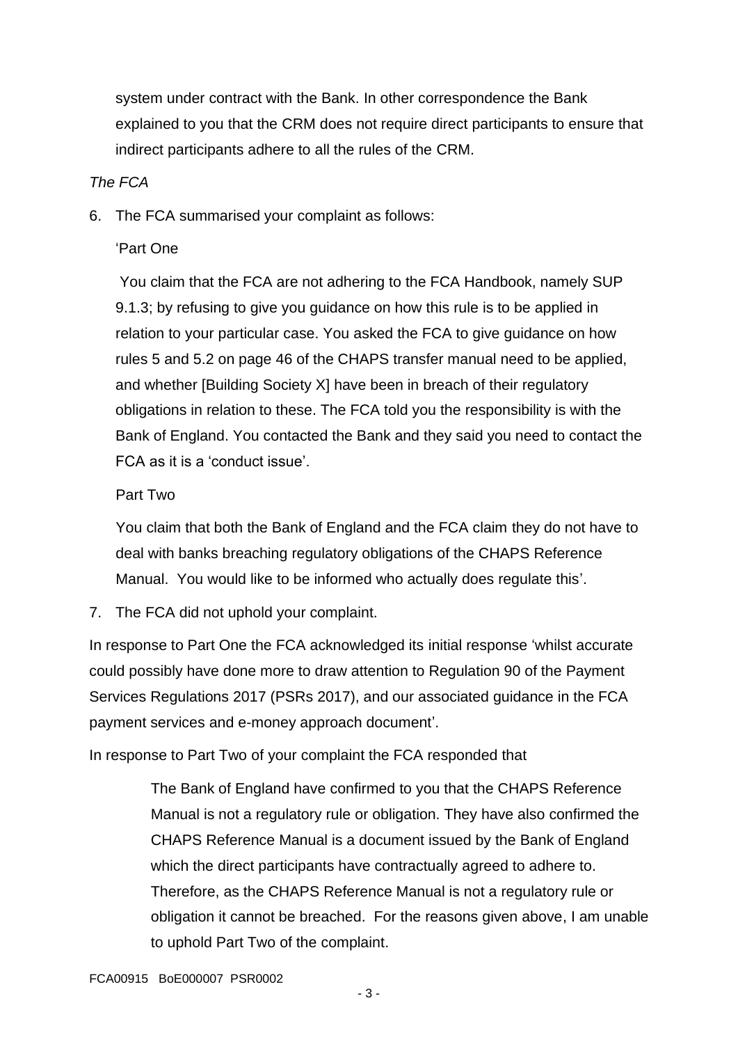system under contract with the Bank. In other correspondence the Bank explained to you that the CRM does not require direct participants to ensure that indirect participants adhere to all the rules of the CRM.

*The FCA*

6. The FCA summarised your complaint as follows:

   'Part One

   You claim that the FCA are not adhering to the FCA Handbook, namely SUP 9.1.3; by refusing to give you guidance on how this rule is to be applied in relation to your particular case. You asked the FCA to give guidance on how rules 5 and 5.2 on page 46 of the CHAPS transfer manual need to be applied, and whether [Building Society X] have been in breach of their regulatory obligations in relation to these. The FCA told you the responsibility is with the Bank of England. You contacted the Bank and they said you need to contact the FCA as it is a 'conduct issue'.

   Part Two

   You claim that both the Bank of England and the FCA claim they do not have to deal with banks breaching regulatory obligations of the CHAPS Reference Manual. You would like to be informed who actually does regulate this'.

7. The FCA did not uphold your complaint.

In response to Part One the FCA acknowledged its initial response 'whilst accurate could possibly have done more to draw attention to Regulation 90 of the Payment Services Regulations 2017 (PSRs 2017), and our associated guidance in the FCA payment services and e-money approach document'.

In response to Part Two of your complaint the FCA responded that

> The Bank of England have confirmed to you that the CHAPS Reference Manual is not a regulatory rule or obligation. They have also confirmed the CHAPS Reference Manual is a document issued by the Bank of England which the direct participants have contractually agreed to adhere to. Therefore, as the CHAPS Reference Manual is not a regulatory rule or obligation it cannot be breached. For the reasons given above, I am unable to uphold Part Two of the complaint.

FCA00915 BoE000007 PSR0002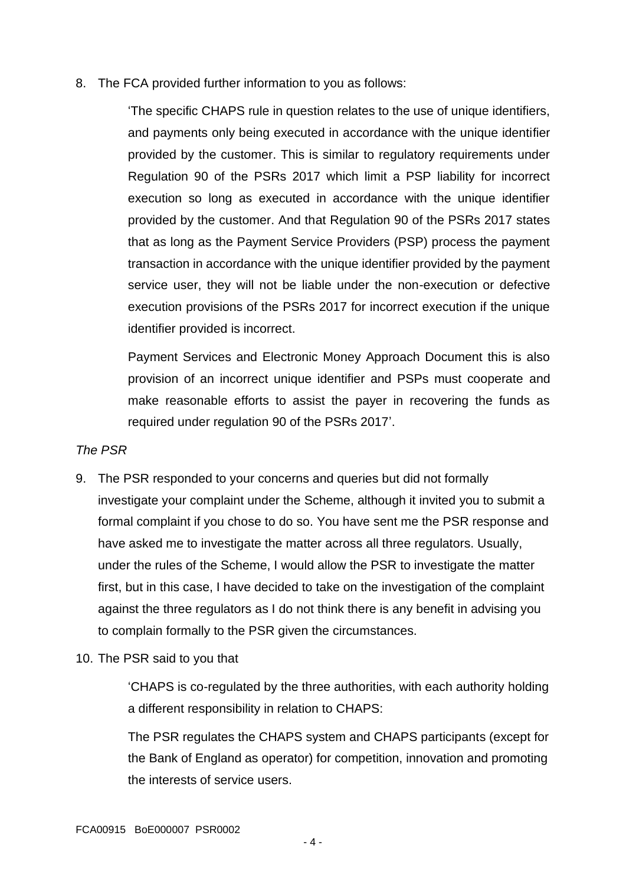8. The FCA provided further information to you as follows:

   'The specific CHAPS rule in question relates to the use of unique identifiers, and payments only being executed in accordance with the unique identifier provided by the customer. This is similar to regulatory requirements under Regulation 90 of the PSRs 2017 which limit a PSP liability for incorrect execution so long as executed in accordance with the unique identifier provided by the customer. And that Regulation 90 of the PSRs 2017 states that as long as the Payment Service Providers (PSP) process the payment transaction in accordance with the unique identifier provided by the payment service user, they will not be liable under the non-execution or defective execution provisions of the PSRs 2017 for incorrect execution if the unique identifier provided is incorrect.

   Payment Services and Electronic Money Approach Document this is also provision of an incorrect unique identifier and PSPs must cooperate and make reasonable efforts to assist the payer in recovering the funds as required under regulation 90 of the PSRs 2017'.

*The PSR*

9. The PSR responded to your concerns and queries but did not formally investigate your complaint under the Scheme, although it invited you to submit a formal complaint if you chose to do so. You have sent me the PSR response and have asked me to investigate the matter across all three regulators. Usually, under the rules of the Scheme, I would allow the PSR to investigate the matter first, but in this case, I have decided to take on the investigation of the complaint against the three regulators as I do not think there is any benefit in advising you to complain formally to the PSR given the circumstances.

10. The PSR said to you that

    'CHAPS is co-regulated by the three authorities, with each authority holding a different responsibility in relation to CHAPS:

    The PSR regulates the CHAPS system and CHAPS participants (except for the Bank of England as operator) for competition, innovation and promoting the interests of service users.

FCA00915 BoE000007 PSR0002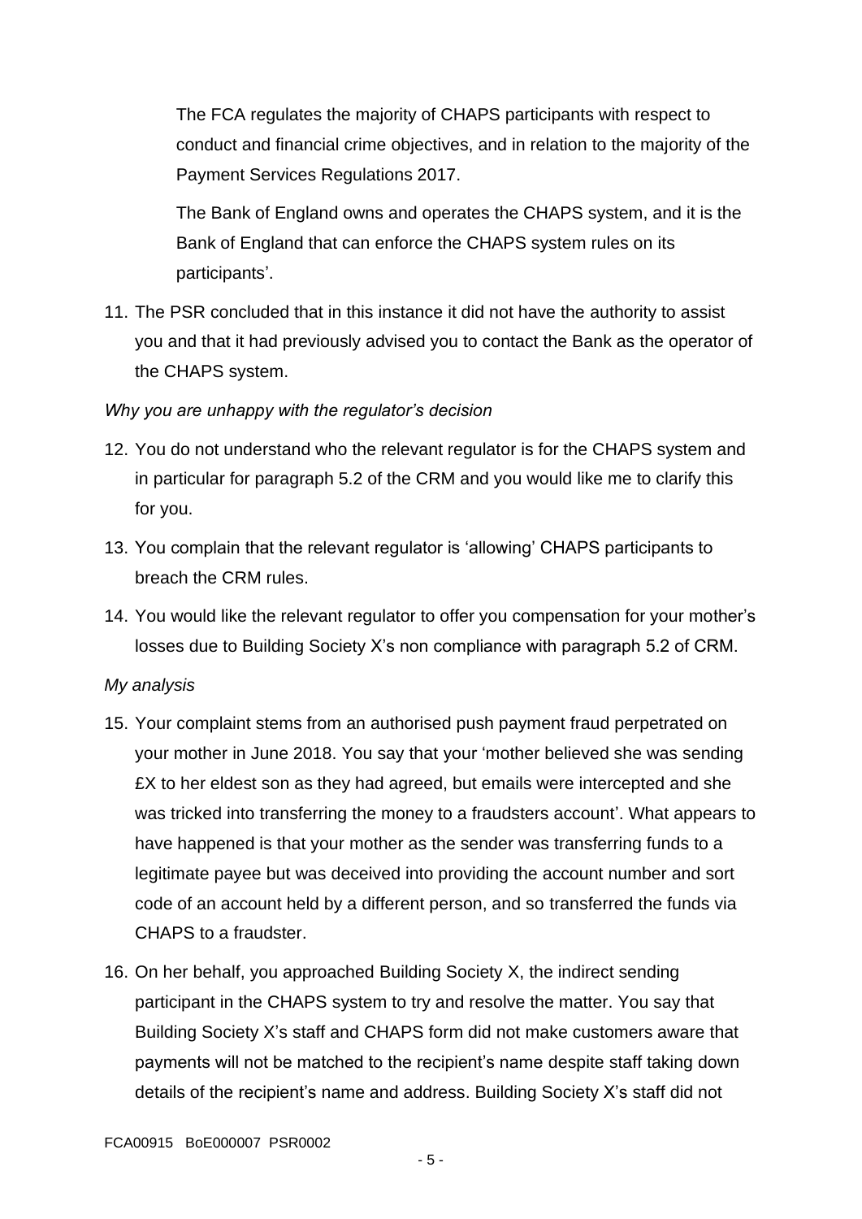The FCA regulates the majority of CHAPS participants with respect to conduct and financial crime objectives, and in relation to the majority of the Payment Services Regulations 2017.

The Bank of England owns and operates the CHAPS system, and it is the Bank of England that can enforce the CHAPS system rules on its participants'.

11. The PSR concluded that in this instance it did not have the authority to assist you and that it had previously advised you to contact the Bank as the operator of the CHAPS system.

*Why you are unhappy with the regulator's decision*

12. You do not understand who the relevant regulator is for the CHAPS system and in particular for paragraph 5.2 of the CRM and you would like me to clarify this for you.
13. You complain that the relevant regulator is 'allowing' CHAPS participants to breach the CRM rules.
14. You would like the relevant regulator to offer you compensation for your mother's losses due to Building Society X's non compliance with paragraph 5.2 of CRM.

*My analysis*

15. Your complaint stems from an authorised push payment fraud perpetrated on your mother in June 2018. You say that your 'mother believed she was sending £X to her eldest son as they had agreed, but emails were intercepted and she was tricked into transferring the money to a fraudsters account'. What appears to have happened is that your mother as the sender was transferring funds to a legitimate payee but was deceived into providing the account number and sort code of an account held by a different person, and so transferred the funds via CHAPS to a fraudster.
16. On her behalf, you approached Building Society X, the indirect sending participant in the CHAPS system to try and resolve the matter. You say that Building Society X's staff and CHAPS form did not make customers aware that payments will not be matched to the recipient's name despite staff taking down details of the recipient's name and address. Building Society X's staff did not

FCA00915 BoE000007 PSR0002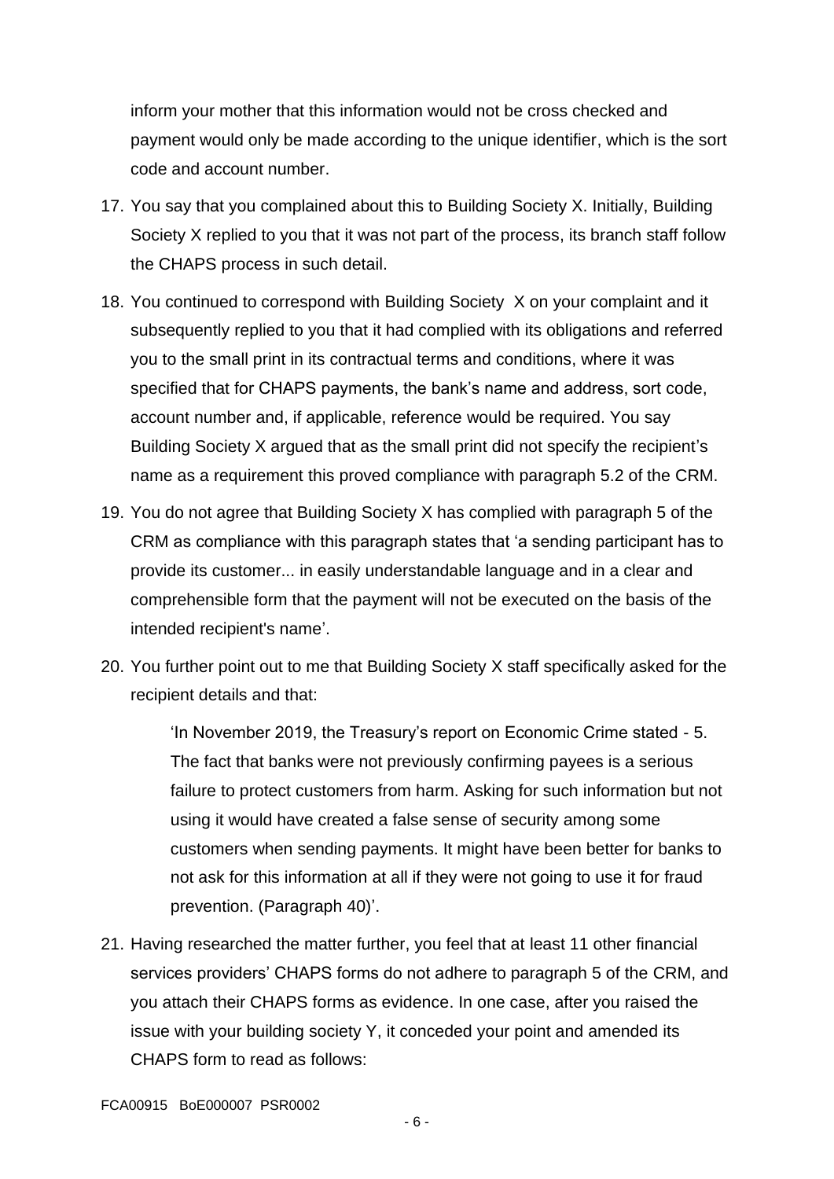inform your mother that this information would not be cross checked and payment would only be made according to the unique identifier, which is the sort code and account number.

17. You say that you complained about this to Building Society X. Initially, Building Society X replied to you that it was not part of the process, its branch staff follow the CHAPS process in such detail.

18. You continued to correspond with Building Society X on your complaint and it subsequently replied to you that it had complied with its obligations and referred you to the small print in its contractual terms and conditions, where it was specified that for CHAPS payments, the bank's name and address, sort code, account number and, if applicable, reference would be required. You say Building Society X argued that as the small print did not specify the recipient's name as a requirement this proved compliance with paragraph 5.2 of the CRM.

19. You do not agree that Building Society X has complied with paragraph 5 of the CRM as compliance with this paragraph states that 'a sending participant has to provide its customer... in easily understandable language and in a clear and comprehensible form that the payment will not be executed on the basis of the intended recipient's name'.

20. You further point out to me that Building Society X staff specifically asked for the recipient details and that:

    > 'In November 2019, the Treasury's report on Economic Crime stated - 5. The fact that banks were not previously confirming payees is a serious failure to protect customers from harm. Asking for such information but not using it would have created a false sense of security among some customers when sending payments. It might have been better for banks to not ask for this information at all if they were not going to use it for fraud prevention. (Paragraph 40)'.

21. Having researched the matter further, you feel that at least 11 other financial services providers' CHAPS forms do not adhere to paragraph 5 of the CRM, and you attach their CHAPS forms as evidence. In one case, after you raised the issue with your building society Y, it conceded your point and amended its CHAPS form to read as follows:

FCA00915 BoE000007 PSR0002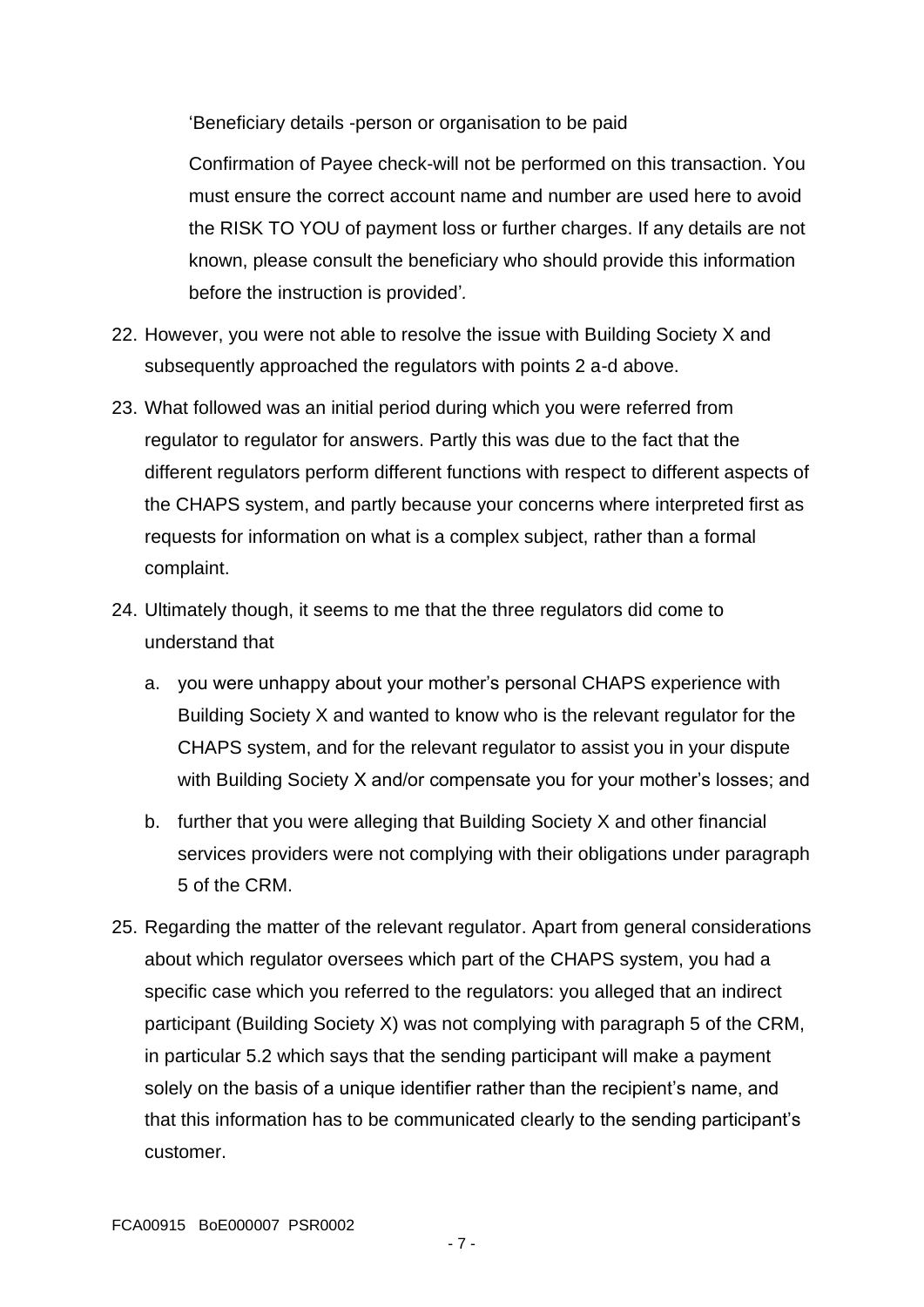'Beneficiary details -person or organisation to be paid

Confirmation of Payee check-will not be performed on this transaction. You must ensure the correct account name and number are used here to avoid the RISK TO YOU of payment loss or further charges. If any details are not known, please consult the beneficiary who should provide this information before the instruction is provided'.

22. However, you were not able to resolve the issue with Building Society X and subsequently approached the regulators with points 2 a-d above.

23. What followed was an initial period during which you were referred from regulator to regulator for answers. Partly this was due to the fact that the different regulators perform different functions with respect to different aspects of the CHAPS system, and partly because your concerns where interpreted first as requests for information on what is a complex subject, rather than a formal complaint.

24. Ultimately though, it seems to me that the three regulators did come to understand that

    a. you were unhappy about your mother's personal CHAPS experience with Building Society X and wanted to know who is the relevant regulator for the CHAPS system, and for the relevant regulator to assist you in your dispute with Building Society X and/or compensate you for your mother's losses; and

    b. further that you were alleging that Building Society X and other financial services providers were not complying with their obligations under paragraph 5 of the CRM.

25. Regarding the matter of the relevant regulator. Apart from general considerations about which regulator oversees which part of the CHAPS system, you had a specific case which you referred to the regulators: you alleged that an indirect participant (Building Society X) was not complying with paragraph 5 of the CRM, in particular 5.2 which says that the sending participant will make a payment solely on the basis of a unique identifier rather than the recipient's name, and that this information has to be communicated clearly to the sending participant's customer.

FCA00915 BoE000007 PSR0002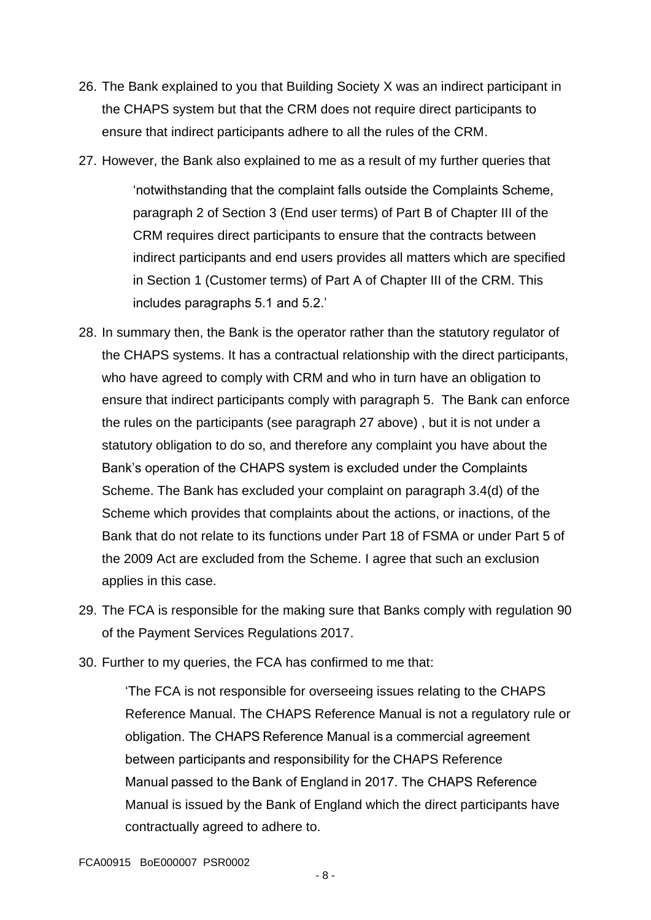26. The Bank explained to you that Building Society X was an indirect participant in the CHAPS system but that the CRM does not require direct participants to ensure that indirect participants adhere to all the rules of the CRM.

27. However, the Bank also explained to me as a result of my further queries that

    > 'notwithstanding that the complaint falls outside the Complaints Scheme, paragraph 2 of Section 3 (End user terms) of Part B of Chapter III of the CRM requires direct participants to ensure that the contracts between indirect participants and end users provides all matters which are specified in Section 1 (Customer terms) of Part A of Chapter III of the CRM. This includes paragraphs 5.1 and 5.2.'

28. In summary then, the Bank is the operator rather than the statutory regulator of the CHAPS systems. It has a contractual relationship with the direct participants, who have agreed to comply with CRM and who in turn have an obligation to ensure that indirect participants comply with paragraph 5. The Bank can enforce the rules on the participants (see paragraph 27 above) , but it is not under a statutory obligation to do so, and therefore any complaint you have about the Bank's operation of the CHAPS system is excluded under the Complaints Scheme. The Bank has excluded your complaint on paragraph 3.4(d) of the Scheme which provides that complaints about the actions, or inactions, of the Bank that do not relate to its functions under Part 18 of FSMA or under Part 5 of the 2009 Act are excluded from the Scheme. I agree that such an exclusion applies in this case.

29. The FCA is responsible for the making sure that Banks comply with regulation 90 of the Payment Services Regulations 2017.

30. Further to my queries, the FCA has confirmed to me that:

    > 'The FCA is not responsible for overseeing issues relating to the CHAPS Reference Manual. The CHAPS Reference Manual is not a regulatory rule or obligation. The CHAPS Reference Manual is a commercial agreement between participants and responsibility for the CHAPS Reference Manual passed to the Bank of England in 2017. The CHAPS Reference Manual is issued by the Bank of England which the direct participants have contractually agreed to adhere to.

FCA00915 BoE000007 PSR0002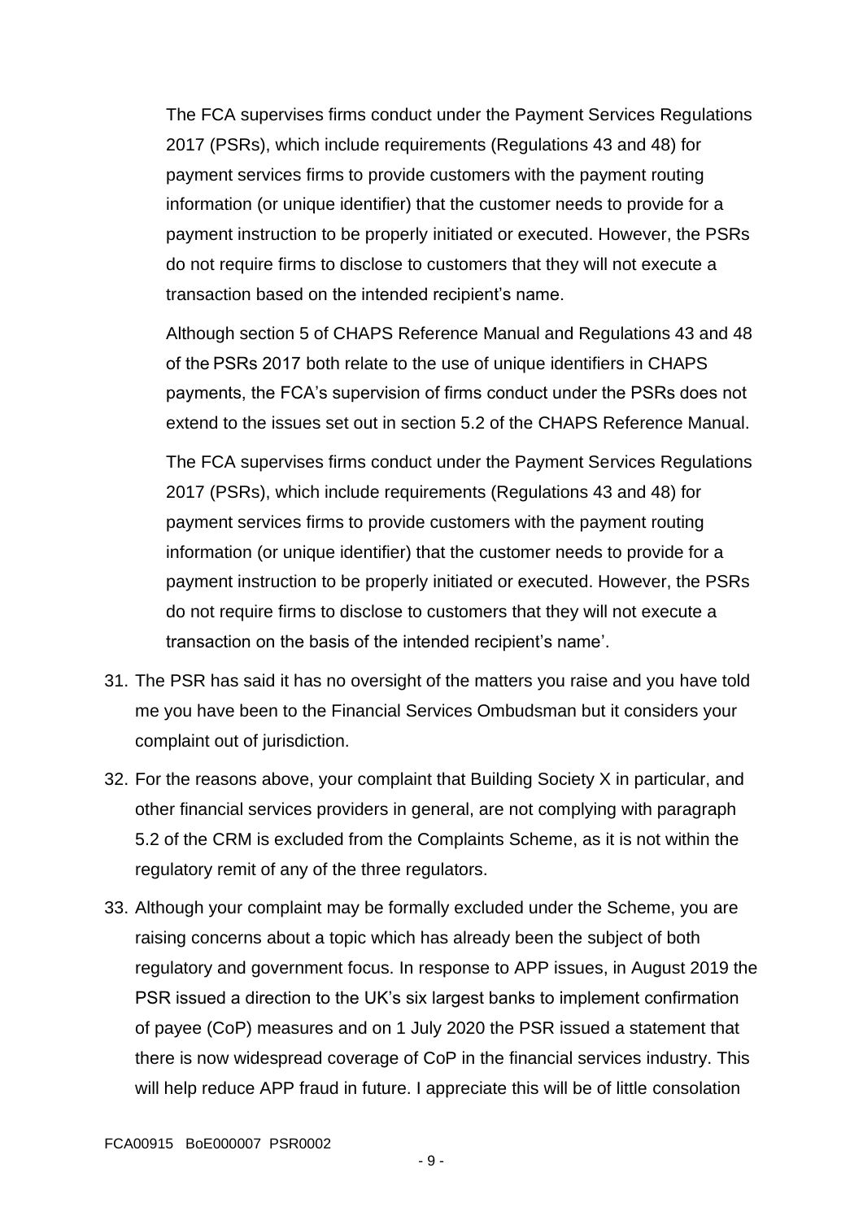The FCA supervises firms conduct under the Payment Services Regulations 2017 (PSRs), which include requirements (Regulations 43 and 48) for payment services firms to provide customers with the payment routing information (or unique identifier) that the customer needs to provide for a payment instruction to be properly initiated or executed. However, the PSRs do not require firms to disclose to customers that they will not execute a transaction based on the intended recipient's name.

Although section 5 of CHAPS Reference Manual and Regulations 43 and 48 of the PSRs 2017 both relate to the use of unique identifiers in CHAPS payments, the FCA's supervision of firms conduct under the PSRs does not extend to the issues set out in section 5.2 of the CHAPS Reference Manual.

The FCA supervises firms conduct under the Payment Services Regulations 2017 (PSRs), which include requirements (Regulations 43 and 48) for payment services firms to provide customers with the payment routing information (or unique identifier) that the customer needs to provide for a payment instruction to be properly initiated or executed. However, the PSRs do not require firms to disclose to customers that they will not execute a transaction on the basis of the intended recipient's name'.

31. The PSR has said it has no oversight of the matters you raise and you have told me you have been to the Financial Services Ombudsman but it considers your complaint out of jurisdiction.
32. For the reasons above, your complaint that Building Society X in particular, and other financial services providers in general, are not complying with paragraph 5.2 of the CRM is excluded from the Complaints Scheme, as it is not within the regulatory remit of any of the three regulators.
33. Although your complaint may be formally excluded under the Scheme, you are raising concerns about a topic which has already been the subject of both regulatory and government focus. In response to APP issues, in August 2019 the PSR issued a direction to the UK's six largest banks to implement confirmation of payee (CoP) measures and on 1 July 2020 the PSR issued a statement that there is now widespread coverage of CoP in the financial services industry. This will help reduce APP fraud in future. I appreciate this will be of little consolation

FCA00915 BoE000007 PSR0002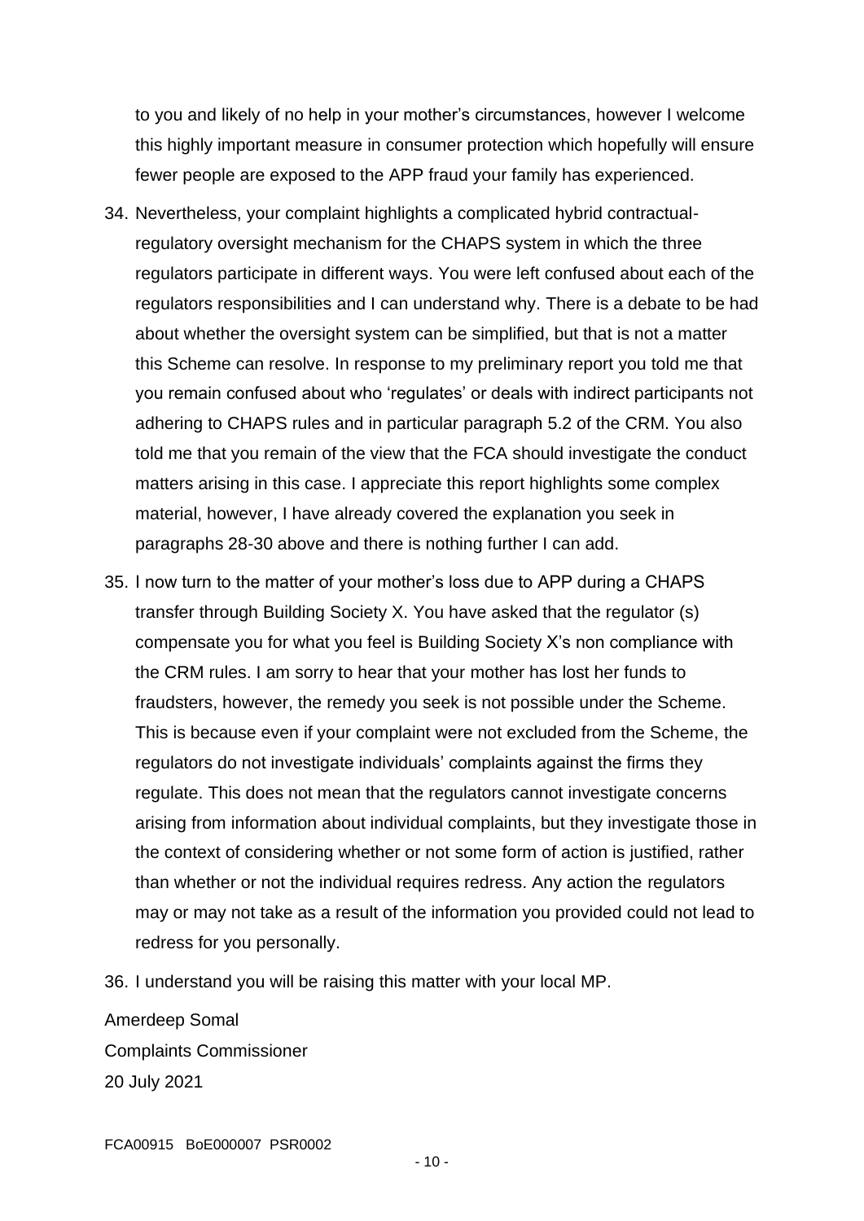to you and likely of no help in your mother's circumstances, however I welcome this highly important measure in consumer protection which hopefully will ensure fewer people are exposed to the APP fraud your family has experienced.

34. Nevertheless, your complaint highlights a complicated hybrid contractual-regulatory oversight mechanism for the CHAPS system in which the three regulators participate in different ways. You were left confused about each of the regulators responsibilities and I can understand why. There is a debate to be had about whether the oversight system can be simplified, but that is not a matter this Scheme can resolve. In response to my preliminary report you told me that you remain confused about who 'regulates' or deals with indirect participants not adhering to CHAPS rules and in particular paragraph 5.2 of the CRM. You also told me that you remain of the view that the FCA should investigate the conduct matters arising in this case. I appreciate this report highlights some complex material, however, I have already covered the explanation you seek in paragraphs 28-30 above and there is nothing further I can add.

35. I now turn to the matter of your mother's loss due to APP during a CHAPS transfer through Building Society X. You have asked that the regulator (s) compensate you for what you feel is Building Society X's non compliance with the CRM rules. I am sorry to hear that your mother has lost her funds to fraudsters, however, the remedy you seek is not possible under the Scheme. This is because even if your complaint were not excluded from the Scheme, the regulators do not investigate individuals' complaints against the firms they regulate. This does not mean that the regulators cannot investigate concerns arising from information about individual complaints, but they investigate those in the context of considering whether or not some form of action is justified, rather than whether or not the individual requires redress. Any action the regulators may or may not take as a result of the information you provided could not lead to redress for you personally.

36. I understand you will be raising this matter with your local MP.

Amerdeep Somal
Complaints Commissioner
20 July 2021

FCA00915 BoE000007 PSR0002